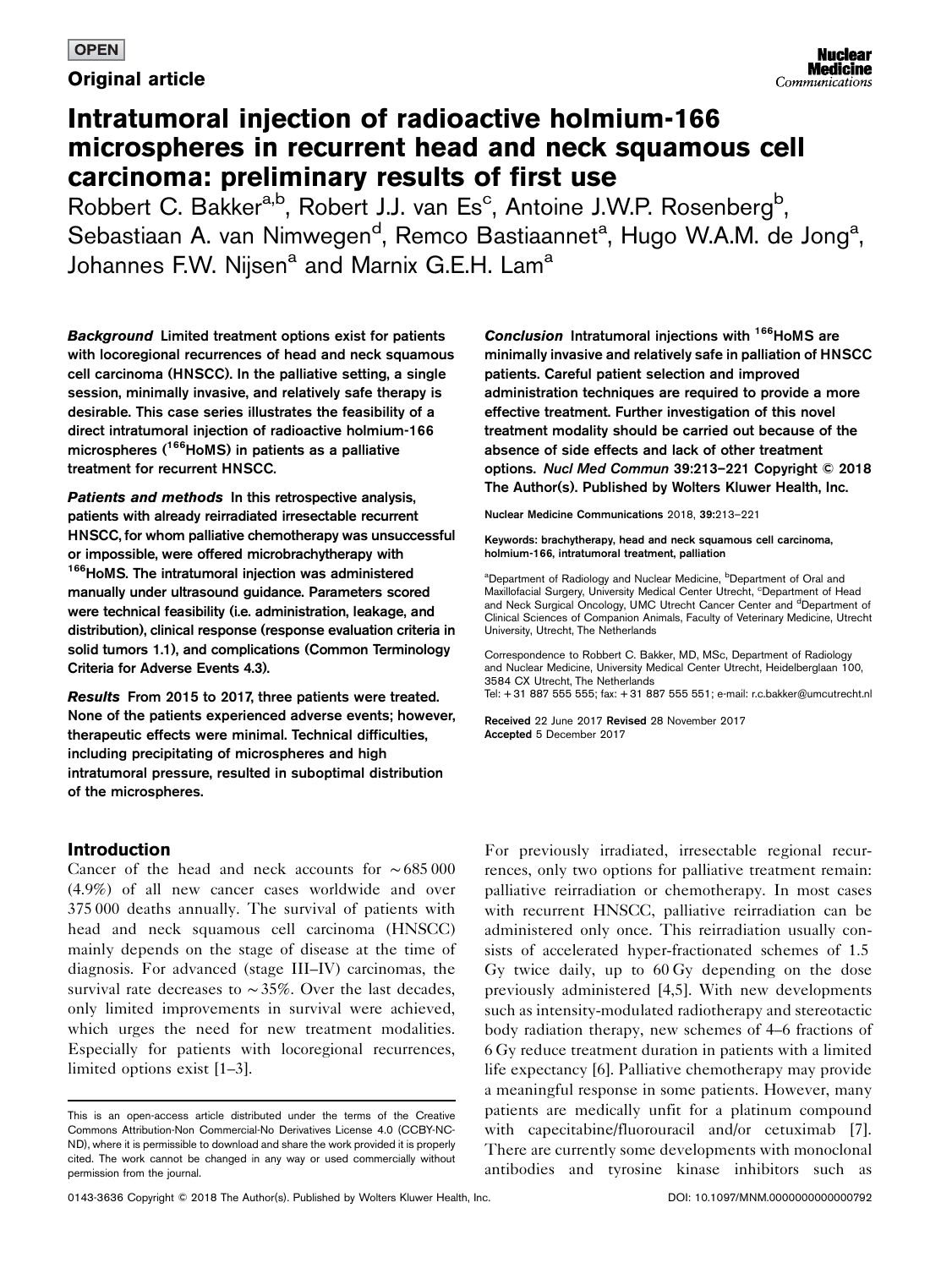OPEN

Original article

# Intratumoral injection of radioactive holmium-166 microspheres in recurrent head and neck squamous cell carcinoma: preliminary results of first use

Robbert C. Bakker[a,b], Robert J.J. van Es[c], Antoine J.W.P. Rosenberg[b], Sebastiaan A. van Nimwegen[d], Remco Bastiaannet[a], Hugo W.A.M. de Jong[a], Johannes F.W. Nijsen[a] and Marnix G.E.H. Lam[a]

***Background*** Limited treatment options exist for patients with locoregional recurrences of head and neck squamous cell carcinoma (HNSCC). In the palliative setting, a single session, minimally invasive, and relatively safe therapy is desirable. This case series illustrates the feasibility of a direct intratumoral injection of radioactive holmium-166 microspheres ($^{166}$HoMS) in patients as a palliative treatment for recurrent HNSCC.

***Patients and methods*** In this retrospective analysis, patients with already reirradiated irresectable recurrent HNSCC, for whom palliative chemotherapy was unsuccessful or impossible, were offered microbrachytherapy with $^{166}$HoMS. The intratumoral injection was administered manually under ultrasound guidance. Parameters scored were technical feasibility (i.e. administration, leakage, and distribution), clinical response (response evaluation criteria in solid tumors 1.1), and complications (Common Terminology Criteria for Adverse Events 4.3).

***Results*** From 2015 to 2017, three patients were treated. None of the patients experienced adverse events; however, therapeutic effects were minimal. Technical difficulties, including precipitating of microspheres and high intratumoral pressure, resulted in suboptimal distribution of the microspheres.

***Conclusion*** Intratumoral injections with $^{166}$HoMS are minimally invasive and relatively safe in palliation of HNSCC patients. Careful patient selection and improved administration techniques are required to provide a more effective treatment. Further investigation of this novel treatment modality should be carried out because of the absence of side effects and lack of other treatment options. *Nucl Med Commun* 39:213–221 Copyright © 2018 The Author(s). Published by Wolters Kluwer Health, Inc.

Nuclear Medicine Communications 2018, 39:213–221

Keywords: brachytherapy, head and neck squamous cell carcinoma, holmium-166, intratumoral treatment, palliation

[a]Department of Radiology and Nuclear Medicine, [b]Department of Oral and Maxillofacial Surgery, University Medical Center Utrecht, [c]Department of Head and Neck Surgical Oncology, UMC Utrecht Cancer Center and [d]Department of Clinical Sciences of Companion Animals, Faculty of Veterinary Medicine, Utrecht University, Utrecht, The Netherlands

Correspondence to Robbert C. Bakker, MD, MSc, Department of Radiology and Nuclear Medicine, University Medical Center Utrecht, Heidelberglaan 100, 3584 CX Utrecht, The Netherlands
Tel: + 31 887 555 555; fax: + 31 887 555 551; e-mail: r.c.bakker@umcutrecht.nl

Received 22 June 2017 Revised 28 November 2017
Accepted 5 December 2017

## Introduction

Cancer of the head and neck accounts for ~685 000 (4.9%) of all new cancer cases worldwide and over 375 000 deaths annually. The survival of patients with head and neck squamous cell carcinoma (HNSCC) mainly depends on the stage of disease at the time of diagnosis. For advanced (stage III–IV) carcinomas, the survival rate decreases to ~35%. Over the last decades, only limited improvements in survival were achieved, which urges the need for new treatment modalities. Especially for patients with locoregional recurrences, limited options exist [1–3].

For previously irradiated, irresectable regional recurrences, only two options for palliative treatment remain: palliative reirradiation or chemotherapy. In most cases with recurrent HNSCC, palliative reirradiation can be administered only once. This reirradiation usually consists of accelerated hyper-fractionated schemes of 1.5 Gy twice daily, up to 60 Gy depending on the dose previously administered [4,5]. With new developments such as intensity-modulated radiotherapy and stereotactic body radiation therapy, new schemes of 4–6 fractions of 6 Gy reduce treatment duration in patients with a limited life expectancy [6]. Palliative chemotherapy may provide a meaningful response in some patients. However, many patients are medically unfit for a platinum compound with capecitabine/fluorouracil and/or cetuximab [7]. There are currently some developments with monoclonal antibodies and tyrosine kinase inhibitors such as

This is an open-access article distributed under the terms of the Creative Commons Attribution-Non Commercial-No Derivatives License 4.0 (CCBY-NC-ND), where it is permissible to download and share the work provided it is properly cited. The work cannot be changed in any way or used commercially without permission from the journal.

0143-3636 Copyright © 2018 The Author(s). Published by Wolters Kluwer Health, Inc. DOI: 10.1097/MNM.0000000000000792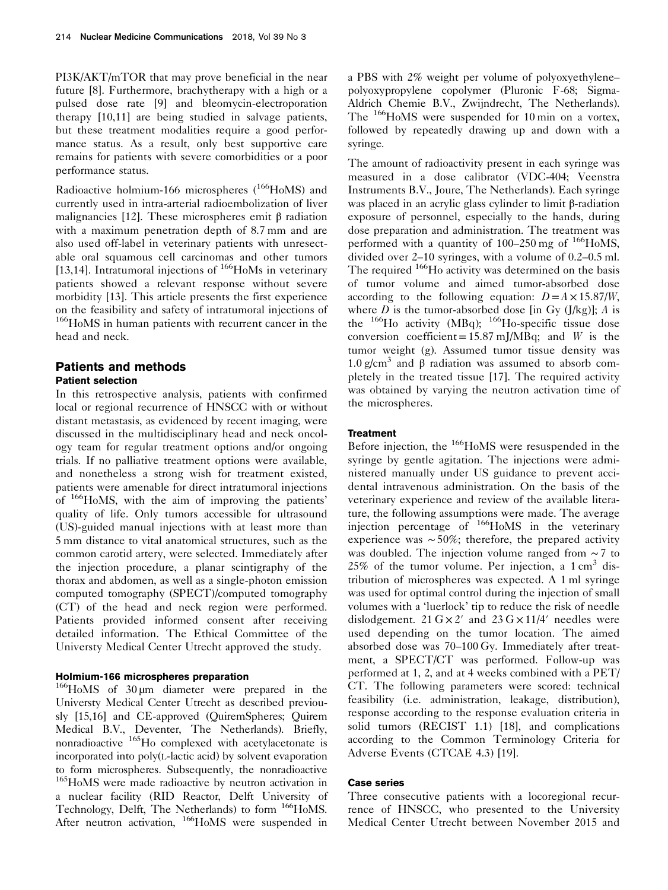PI3K/AKT/mTOR that may prove beneficial in the near future [8]. Furthermore, brachytherapy with a high or a pulsed dose rate [9] and bleomycin-electroporation therapy [10,11] are being studied in salvage patients, but these treatment modalities require a good performance status. As a result, only best supportive care remains for patients with severe comorbidities or a poor performance status.

Radioactive holmium-166 microspheres ($^{166}$HoMS) and currently used in intra-arterial radioembolization of liver malignancies [12]. These microspheres emit β radiation with a maximum penetration depth of 8.7 mm and are also used off-label in veterinary patients with unresectable oral squamous cell carcinomas and other tumors [13,14]. Intratumoral injections of $^{166}$HoMs in veterinary patients showed a relevant response without severe morbidity [13]. This article presents the first experience on the feasibility and safety of intratumoral injections of $^{166}$HoMS in human patients with recurrent cancer in the head and neck.

## Patients and methods

### Patient selection

In this retrospective analysis, patients with confirmed local or regional recurrence of HNSCC with or without distant metastasis, as evidenced by recent imaging, were discussed in the multidisciplinary head and neck oncology team for regular treatment options and/or ongoing trials. If no palliative treatment options were available, and nonetheless a strong wish for treatment existed, patients were amenable for direct intratumoral injections of $^{166}$HoMS, with the aim of improving the patients' quality of life. Only tumors accessible for ultrasound (US)-guided manual injections with at least more than 5 mm distance to vital anatomical structures, such as the common carotid artery, were selected. Immediately after the injection procedure, a planar scintigraphy of the thorax and abdomen, as well as a single-photon emission computed tomography (SPECT)/computed tomography (CT) of the head and neck region were performed. Patients provided informed consent after receiving detailed information. The Ethical Committee of the Universty Medical Center Utrecht approved the study.

#### Holmium-166 microspheres preparation

$^{166}$HoMS of 30 μm diameter were prepared in the Universty Medical Center Utrecht as described previously [15,16] and CE-approved (QuiremSpheres; Quirem Medical B.V., Deventer, The Netherlands). Briefly, nonradioactive $^{165}$Ho complexed with acetylacetonate is incorporated into poly(L-lactic acid) by solvent evaporation to form microspheres. Subsequently, the nonradioactive $^{165}$HoMS were made radioactive by neutron activation in a nuclear facility (RID Reactor, Delft University of Technology, Delft, The Netherlands) to form $^{166}$HoMS. After neutron activation, $^{166}$HoMS were suspended in a PBS with 2% weight per volume of polyoxyethylene–polyoxypropylene copolymer (Pluronic F-68; Sigma-Aldrich Chemie B.V., Zwijndrecht, The Netherlands). The $^{166}$HoMS were suspended for 10 min on a vortex, followed by repeatedly drawing up and down with a syringe.

The amount of radioactivity present in each syringe was measured in a dose calibrator (VDC-404; Veenstra Instruments B.V., Joure, The Netherlands). Each syringe was placed in an acrylic glass cylinder to limit β-radiation exposure of personnel, especially to the hands, during dose preparation and administration. The treatment was performed with a quantity of 100–250 mg of $^{166}$HoMS, divided over 2–10 syringes, with a volume of 0.2–0.5 ml. The required $^{166}$Ho activity was determined on the basis of tumor volume and aimed tumor-absorbed dose according to the following equation: $D = A \times 15.87/W$, where $D$ is the tumor-absorbed dose [in Gy (J/kg)]; $A$ is the $^{166}$Ho activity (MBq); $^{166}$Ho-specific tissue dose conversion coefficient = 15.87 mJ/MBq; and $W$ is the tumor weight (g). Assumed tumor tissue density was 1.0 g/cm$^3$ and β radiation was assumed to absorb completely in the treated tissue [17]. The required activity was obtained by varying the neutron activation time of the microspheres.

#### Treatment

Before injection, the $^{166}$HoMS were resuspended in the syringe by gentle agitation. The injections were administered manually under US guidance to prevent accidental intravenous administration. On the basis of the veterinary experience and review of the available literature, the following assumptions were made. The average injection percentage of $^{166}$HoMS in the veterinary experience was ~50%; therefore, the prepared activity was doubled. The injection volume ranged from ~7 to 25% of the tumor volume. Per injection, a 1 cm$^3$ distribution of microspheres was expected. A 1 ml syringe was used for optimal control during the injection of small volumes with a 'luerlock' tip to reduce the risk of needle dislodgement. 21 G × 2′ and 23 G × 11/4′ needles were used depending on the tumor location. The aimed absorbed dose was 70–100 Gy. Immediately after treatment, a SPECT/CT was performed. Follow-up was performed at 1, 2, and at 4 weeks combined with a PET/CT. The following parameters were scored: technical feasibility (i.e. administration, leakage, distribution), response according to the response evaluation criteria in solid tumors (RECIST 1.1) [18], and complications according to the Common Terminology Criteria for Adverse Events (CTCAE 4.3) [19].

#### Case series

Three consecutive patients with a locoregional recurrence of HNSCC, who presented to the University Medical Center Utrecht between November 2015 and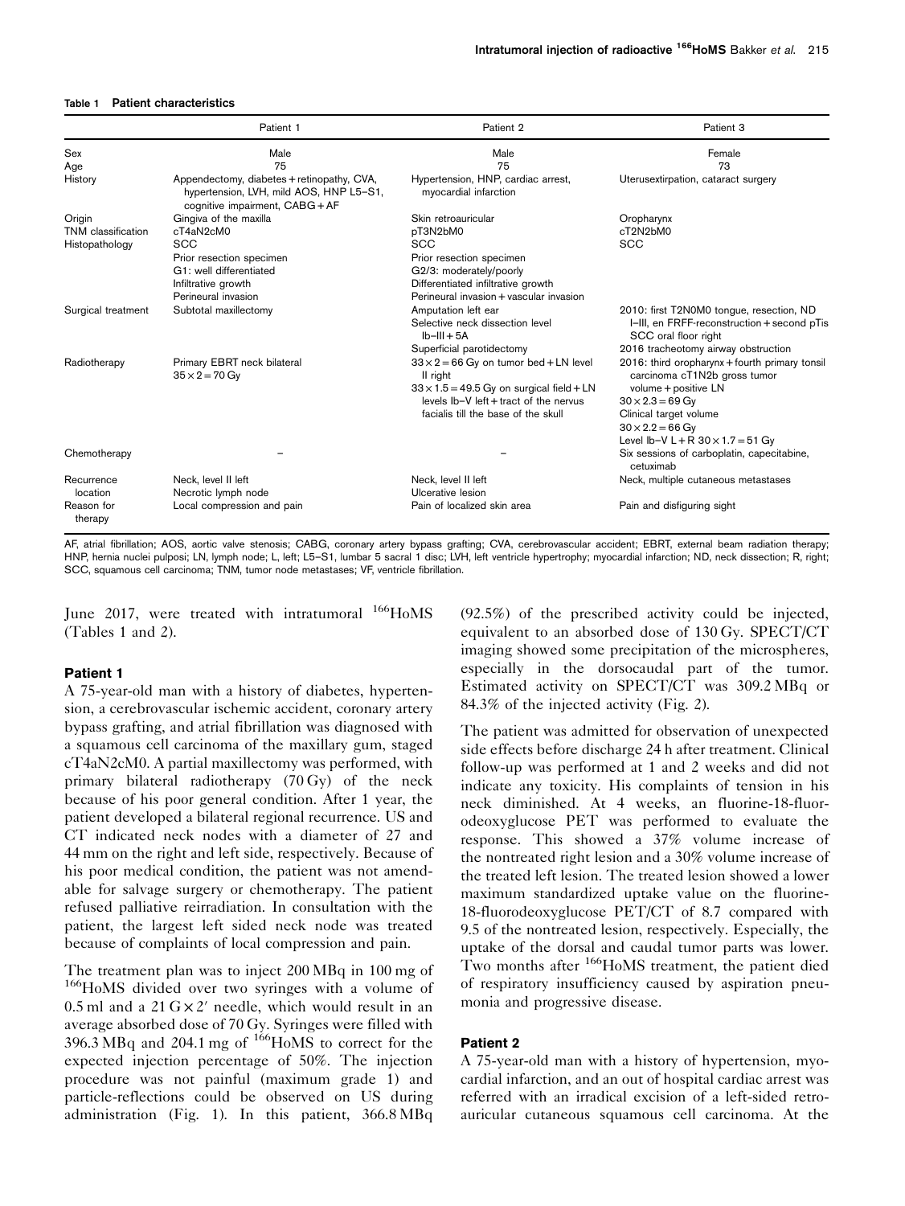**Table 1 Patient characteristics**

| | Patient 1 | Patient 2 | Patient 3 |
|---|---|---|---|
| Sex | Male | Male | Female |
| Age | 75 | 75 | 73 |
| History | Appendectomy, diabetes + retinopathy, CVA, hypertension, LVH, mild AOS, HNP L5–S1, cognitive impairment, CABG + AF | Hypertension, HNP, cardiac arrest, myocardial infarction | Uterusextirpation, cataract surgery |
| Origin | Gingiva of the maxilla | Skin retroauricular | Oropharynx |
| TNM classification | cT4aN2cM0 | pT3N2bM0 | cT2N2bM0 |
| Histopathology | SCC<br>Prior resection specimen<br>G1: well differentiated<br>Infiltrative growth<br>Perineural invasion | SCC<br>Prior resection specimen<br>G2/3: moderately/poorly<br>Differentiated infiltrative growth<br>Perineural invasion + vascular invasion | SCC |
| Surgical treatment | Subtotal maxillectomy | Amputation left ear<br>Selective neck dissection level Ib–III + 5A<br>Superficial parotidectomy | 2010: first T2N0M0 tongue, resection, ND I–III, en FRFF-reconstruction + second pTis SCC oral floor right<br>2016 tracheotomy airway obstruction |
| Radiotherapy | Primary EBRT neck bilateral<br>$35 \times 2 = 70$ Gy | $33 \times 2 = 66$ Gy on tumor bed + LN level II right<br>$33 \times 1.5 = 49.5$ Gy on surgical field + LN levels Ib–V left + tract of the nervus facialis till the base of the skull | 2016: third oropharynx + fourth primary tonsil carcinoma cT1N2b gross tumor volume + positive LN<br>$30 \times 2.3 = 69$ Gy<br>Clinical target volume<br>$30 \times 2.2 = 66$ Gy<br>Level Ib–V L + R $30 \times 1.7 = 51$ Gy |
| Chemotherapy | – | – | Six sessions of carboplatin, capecitabine, cetuximab |
| Recurrence location | Neck, level II left<br>Necrotic lymph node | Neck, level II left<br>Ulcerative lesion | Neck, multiple cutaneous metastases |
| Reason for therapy | Local compression and pain | Pain of localized skin area | Pain and disfiguring sight |

AF, atrial fibrillation; AOS, aortic valve stenosis; CABG, coronary artery bypass grafting; CVA, cerebrovascular accident; EBRT, external beam radiation therapy; HNP, hernia nuclei pulposi; LN, lymph node; L, left; L5–S1, lumbar 5 sacral 1 disc; LVH, left ventricle hypertrophy; myocardial infarction; ND, neck dissection; R, right; SCC, squamous cell carcinoma; TNM, tumor node metastases; VF, ventricle fibrillation.

June 2017, were treated with intratumoral $^{166}$HoMS (Tables 1 and 2).

### Patient 1

A 75-year-old man with a history of diabetes, hypertension, a cerebrovascular ischemic accident, coronary artery bypass grafting, and atrial fibrillation was diagnosed with a squamous cell carcinoma of the maxillary gum, staged cT4aN2cM0. A partial maxillectomy was performed, with primary bilateral radiotherapy (70 Gy) of the neck because of his poor general condition. After 1 year, the patient developed a bilateral regional recurrence. US and CT indicated neck nodes with a diameter of 27 and 44 mm on the right and left side, respectively. Because of his poor medical condition, the patient was not amendable for salvage surgery or chemotherapy. The patient refused palliative reirradiation. In consultation with the patient, the largest left sided neck node was treated because of complaints of local compression and pain.

The treatment plan was to inject 200 MBq in 100 mg of $^{166}$HoMS divided over two syringes with a volume of 0.5 ml and a 21 G × 2′ needle, which would result in an average absorbed dose of 70 Gy. Syringes were filled with 396.3 MBq and 204.1 mg of $^{166}$HoMS to correct for the expected injection percentage of 50%. The injection procedure was not painful (maximum grade 1) and particle-reflections could be observed on US during administration (Fig. 1). In this patient, 366.8 MBq (92.5%) of the prescribed activity could be injected, equivalent to an absorbed dose of 130 Gy. SPECT/CT imaging showed some precipitation of the microspheres, especially in the dorsocaudal part of the tumor. Estimated activity on SPECT/CT was 309.2 MBq or 84.3% of the injected activity (Fig. 2).

The patient was admitted for observation of unexpected side effects before discharge 24 h after treatment. Clinical follow-up was performed at 1 and 2 weeks and did not indicate any toxicity. His complaints of tension in his neck diminished. At 4 weeks, an fluorine-18-fluorodeoxyglucose PET was performed to evaluate the response. This showed a 37% volume increase of the nontreated right lesion and a 30% volume increase of the treated left lesion. The treated lesion showed a lower maximum standardized uptake value on the fluorine-18-fluorodeoxyglucose PET/CT of 8.7 compared with 9.5 of the nontreated lesion, respectively. Especially, the uptake of the dorsal and caudal tumor parts was lower. Two months after $^{166}$HoMS treatment, the patient died of respiratory insufficiency caused by aspiration pneumonia and progressive disease.

### Patient 2

A 75-year-old man with a history of hypertension, myocardial infarction, and an out of hospital cardiac arrest was referred with an irradical excision of a left-sided retroauricular cutaneous squamous cell carcinoma. At the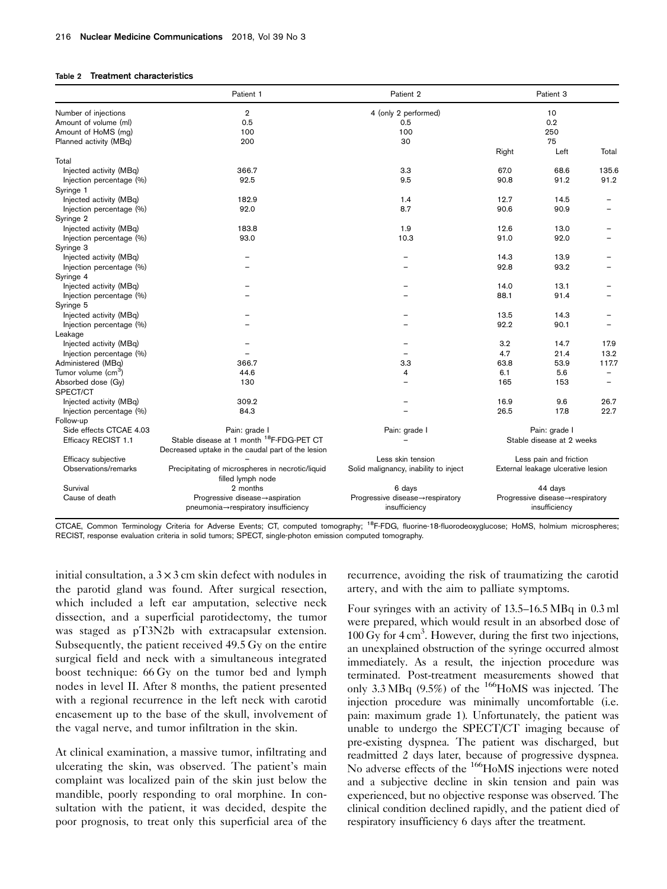**Table 2 Treatment characteristics**

| | Patient 1 | Patient 2 | Patient 3 | | |
|---|---|---|---|---|---|
| Number of injections | 2 | 4 (only 2 performed) | 10 | | |
| Amount of volume (ml) | 0.5 | 0.5 | 0.2 | | |
| Amount of HoMS (mg) | 100 | 100 | 250 | | |
| Planned activity (MBq) | 200 | 30 | 75 | | |
| | | | Right | Left | Total |
| Total | | | | | |
| Injected activity (MBq) | 366.7 | 3.3 | 67.0 | 68.6 | 135.6 |
| Injection percentage (%) | 92.5 | 9.5 | 90.8 | 91.2 | 91.2 |
| Syringe 1 | | | | | |
| Injected activity (MBq) | 182.9 | 1.4 | 12.7 | 14.5 | – |
| Injection percentage (%) | 92.0 | 8.7 | 90.6 | 90.9 | – |
| Syringe 2 | | | | | |
| Injected activity (MBq) | 183.8 | 1.9 | 12.6 | 13.0 | – |
| Injection percentage (%) | 93.0 | 10.3 | 91.0 | 92.0 | – |
| Syringe 3 | | | | | |
| Injected activity (MBq) | – | – | 14.3 | 13.9 | – |
| Injection percentage (%) | – | – | 92.8 | 93.2 | – |
| Syringe 4 | | | | | |
| Injected activity (MBq) | – | – | 14.0 | 13.1 | – |
| Injection percentage (%) | – | – | 88.1 | 91.4 | – |
| Syringe 5 | | | | | |
| Injected activity (MBq) | – | – | 13.5 | 14.3 | – |
| Injection percentage (%) | – | – | 92.2 | 90.1 | – |
| Leakage | | | | | |
| Injected activity (MBq) | – | – | 3.2 | 14.7 | 17.9 |
| Injection percentage (%) | – | – | 4.7 | 21.4 | 13.2 |
| Administered (MBq) | 366.7 | 3.3 | 63.8 | 53.9 | 117.7 |
| Tumor volume ($cm^3$) | 44.6 | 4 | 6.1 | 5.6 | – |
| Absorbed dose (Gy) | 130 | – | 165 | 153 | – |
| SPECT/CT | | | | | |
| Injected activity (MBq) | 309.2 | – | 16.9 | 9.6 | 26.7 |
| Injection percentage (%) | 84.3 | – | 26.5 | 17.8 | 22.7 |
| Follow-up | | | | | |
| Side effects CTCAE 4.03 | Pain: grade I | Pain: grade I | Pain: grade I | | |
| Efficacy RECIST 1.1 | Stable disease at 1 month $^{18}$F-FDG-PET CT Decreased uptake in the caudal part of the lesion | – | Stable disease at 2 weeks | | |
| Efficacy subjective | – | Less skin tension | Less pain and friction | | |
| Observations/remarks | Precipitating of microspheres in necrotic/liquid filled lymph node | Solid malignancy, inability to inject | External leakage ulcerative lesion | | |
| Survival | 2 months | 6 days | 44 days | | |
| Cause of death | Progressive disease→aspiration pneumonia→respiratory insufficiency | Progressive disease→respiratory insufficiency | Progressive disease→respiratory insufficiency | | |

CTCAE, Common Terminology Criteria for Adverse Events; CT, computed tomography; $^{18}$F-FDG, fluorine-18-fluorodeoxyglucose; HoMS, holmium microspheres; RECIST, response evaluation criteria in solid tumors; SPECT, single-photon emission computed tomography.

initial consultation, a 3×3 cm skin defect with nodules in the parotid gland was found. After surgical resection, which included a left ear amputation, selective neck dissection, and a superficial parotidectomy, the tumor was staged as pT3N2b with extracapsular extension. Subsequently, the patient received 49.5 Gy on the entire surgical field and neck with a simultaneous integrated boost technique: 66 Gy on the tumor bed and lymph nodes in level II. After 8 months, the patient presented with a regional recurrence in the left neck with carotid encasement up to the base of the skull, involvement of the vagal nerve, and tumor infiltration in the skin.

At clinical examination, a massive tumor, infiltrating and ulcerating the skin, was observed. The patient's main complaint was localized pain of the skin just below the mandible, poorly responding to oral morphine. In consultation with the patient, it was decided, despite the poor prognosis, to treat only this superficial area of the recurrence, avoiding the risk of traumatizing the carotid artery, and with the aim to palliate symptoms.

Four syringes with an activity of 13.5–16.5 MBq in 0.3 ml were prepared, which would result in an absorbed dose of 100 Gy for 4 $cm^3$. However, during the first two injections, an unexplained obstruction of the syringe occurred almost immediately. As a result, the injection procedure was terminated. Post-treatment measurements showed that only 3.3 MBq (9.5%) of the $^{166}$HoMS was injected. The injection procedure was minimally uncomfortable (i.e. pain: maximum grade 1). Unfortunately, the patient was unable to undergo the SPECT/CT imaging because of pre-existing dyspnea. The patient was discharged, but readmitted 2 days later, because of progressive dyspnea. No adverse effects of the $^{166}$HoMS injections were noted and a subjective decline in skin tension and pain was experienced, but no objective response was observed. The clinical condition declined rapidly, and the patient died of respiratory insufficiency 6 days after the treatment.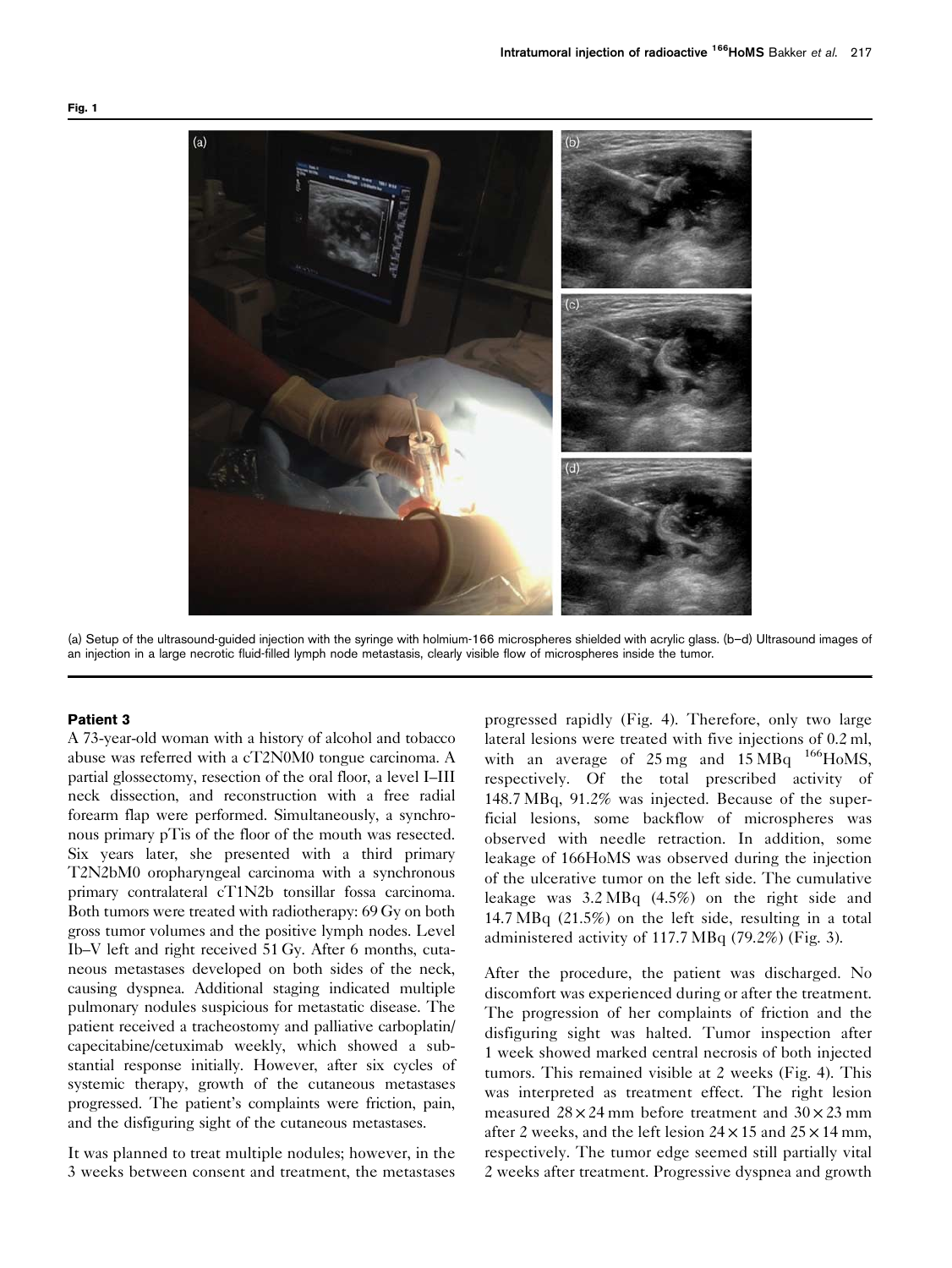Fig. 1

(a) Setup of the ultrasound-guided injection with the syringe with holmium-166 microspheres shielded with acrylic glass. (b–d) Ultrasound images of an injection in a large necrotic fluid-filled lymph node metastasis, clearly visible flow of microspheres inside the tumor.

#### Patient 3

A 73-year-old woman with a history of alcohol and tobacco abuse was referred with a cT2N0M0 tongue carcinoma. A partial glossectomy, resection of the oral floor, a level I–III neck dissection, and reconstruction with a free radial forearm flap were performed. Simultaneously, a synchronous primary pTis of the floor of the mouth was resected. Six years later, she presented with a third primary T2N2bM0 oropharyngeal carcinoma with a synchronous primary contralateral cT1N2b tonsillar fossa carcinoma. Both tumors were treated with radiotherapy: 69 Gy on both gross tumor volumes and the positive lymph nodes. Level Ib–V left and right received 51 Gy. After 6 months, cutaneous metastases developed on both sides of the neck, causing dyspnea. Additional staging indicated multiple pulmonary nodules suspicious for metastatic disease. The patient received a tracheostomy and palliative carboplatin/capecitabine/cetuximab weekly, which showed a substantial response initially. However, after six cycles of systemic therapy, growth of the cutaneous metastases progressed. The patient's complaints were friction, pain, and the disfiguring sight of the cutaneous metastases.

It was planned to treat multiple nodules; however, in the 3 weeks between consent and treatment, the metastases progressed rapidly (Fig. 4). Therefore, only two large lateral lesions were treated with five injections of 0.2 ml, with an average of 25 mg and 15 MBq $^{166}$HoMS, respectively. Of the total prescribed activity of 148.7 MBq, 91.2% was injected. Because of the superficial lesions, some backflow of microspheres was observed with needle retraction. In addition, some leakage of 166HoMS was observed during the injection of the ulcerative tumor on the left side. The cumulative leakage was 3.2 MBq (4.5%) on the right side and 14.7 MBq (21.5%) on the left side, resulting in a total administered activity of 117.7 MBq (79.2%) (Fig. 3).

After the procedure, the patient was discharged. No discomfort was experienced during or after the treatment. The progression of her complaints of friction and the disfiguring sight was halted. Tumor inspection after 1 week showed marked central necrosis of both injected tumors. This remained visible at 2 weeks (Fig. 4). This was interpreted as treatment effect. The right lesion measured $28 \times 24$ mm before treatment and $30 \times 23$ mm after 2 weeks, and the left lesion $24 \times 15$ and $25 \times 14$ mm, respectively. The tumor edge seemed still partially vital 2 weeks after treatment. Progressive dyspnea and growth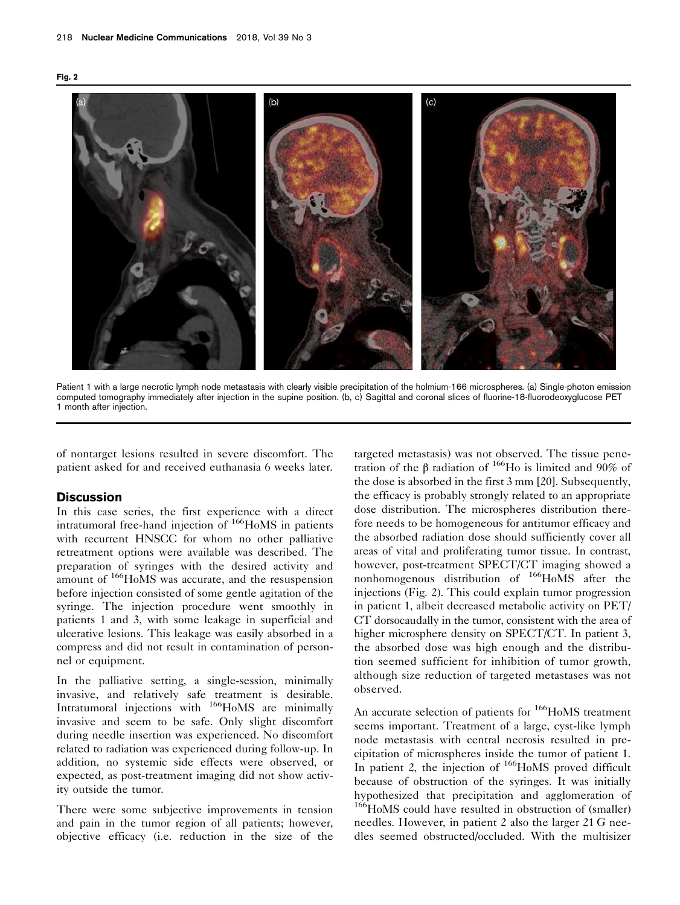Fig. 2

Patient 1 with a large necrotic lymph node metastasis with clearly visible precipitation of the holmium-166 microspheres. (a) Single-photon emission computed tomography immediately after injection in the supine position. (b, c) Sagittal and coronal slices of fluorine-18-fluorodeoxyglucose PET 1 month after injection.

of nontarget lesions resulted in severe discomfort. The patient asked for and received euthanasia 6 weeks later.

## Discussion

In this case series, the first experience with a direct intratumoral free-hand injection of $^{166}$HoMS in patients with recurrent HNSCC for whom no other palliative retreatment options were available was described. The preparation of syringes with the desired activity and amount of $^{166}$HoMS was accurate, and the resuspension before injection consisted of some gentle agitation of the syringe. The injection procedure went smoothly in patients 1 and 3, with some leakage in superficial and ulcerative lesions. This leakage was easily absorbed in a compress and did not result in contamination of personnel or equipment.

In the palliative setting, a single-session, minimally invasive, and relatively safe treatment is desirable. Intratumoral injections with $^{166}$HoMS are minimally invasive and seem to be safe. Only slight discomfort during needle insertion was experienced. No discomfort related to radiation was experienced during follow-up. In addition, no systemic side effects were observed, or expected, as post-treatment imaging did not show activity outside the tumor.

There were some subjective improvements in tension and pain in the tumor region of all patients; however, objective efficacy (i.e. reduction in the size of the targeted metastasis) was not observed. The tissue penetration of the β radiation of $^{166}$Ho is limited and 90% of the dose is absorbed in the first 3 mm [20]. Subsequently, the efficacy is probably strongly related to an appropriate dose distribution. The microspheres distribution therefore needs to be homogeneous for antitumor efficacy and the absorbed radiation dose should sufficiently cover all areas of vital and proliferating tumor tissue. In contrast, however, post-treatment SPECT/CT imaging showed a nonhomogenous distribution of $^{166}$HoMS after the injections (Fig. 2). This could explain tumor progression in patient 1, albeit decreased metabolic activity on PET/CT dorsocaudally in the tumor, consistent with the area of higher microsphere density on SPECT/CT. In patient 3, the absorbed dose was high enough and the distribution seemed sufficient for inhibition of tumor growth, although size reduction of targeted metastases was not observed.

An accurate selection of patients for $^{166}$HoMS treatment seems important. Treatment of a large, cyst-like lymph node metastasis with central necrosis resulted in precipitation of microspheres inside the tumor of patient 1. In patient 2, the injection of $^{166}$HoMS proved difficult because of obstruction of the syringes. It was initially hypothesized that precipitation and agglomeration of $^{166}$HoMS could have resulted in obstruction of (smaller) needles. However, in patient 2 also the larger 21 G needles seemed obstructed/occluded. With the multisizer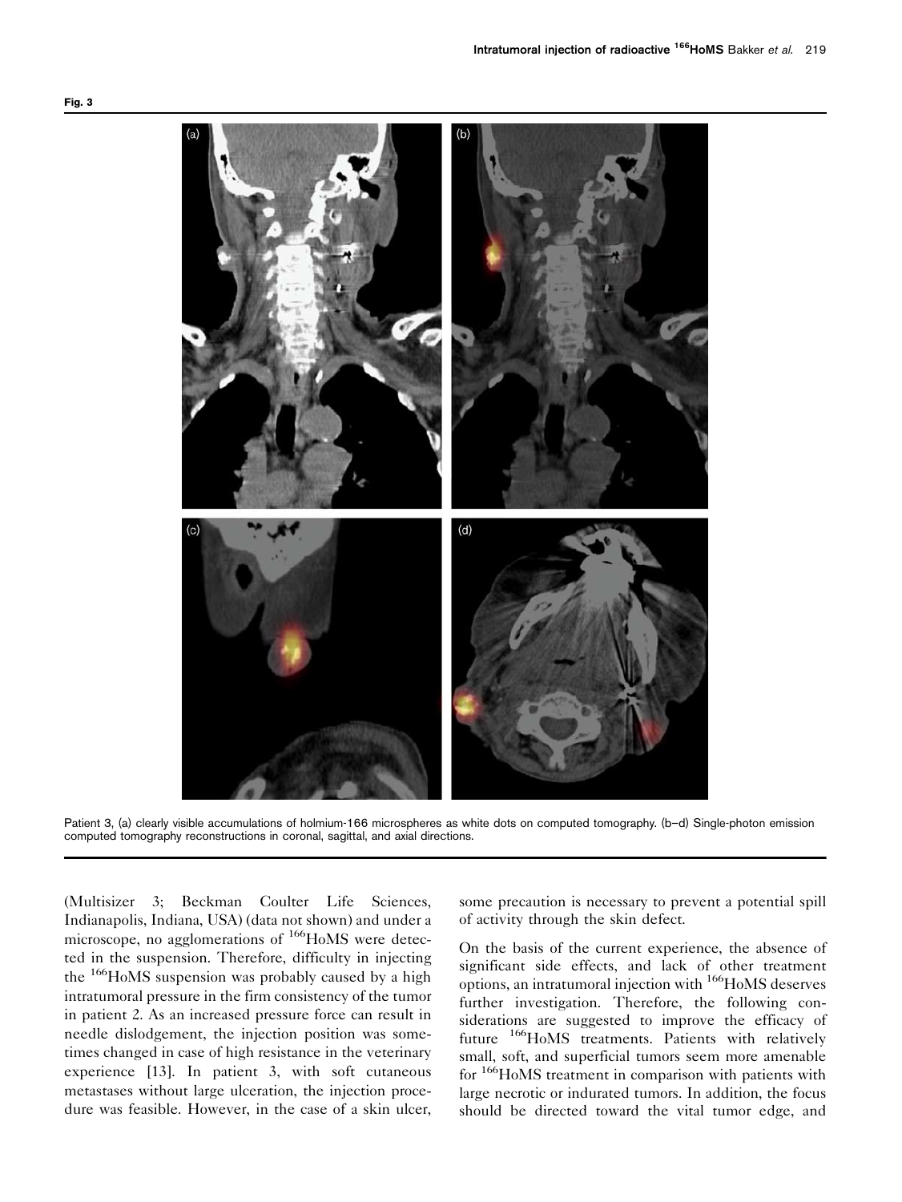**Fig. 3**

Patient 3, (a) clearly visible accumulations of holmium-166 microspheres as white dots on computed tomography. (b–d) Single-photon emission computed tomography reconstructions in coronal, sagittal, and axial directions.

(Multisizer 3; Beckman Coulter Life Sciences, Indianapolis, Indiana, USA) (data not shown) and under a microscope, no agglomerations of $^{166}$HoMS were detected in the suspension. Therefore, difficulty in injecting the $^{166}$HoMS suspension was probably caused by a high intratumoral pressure in the firm consistency of the tumor in patient 2. As an increased pressure force can result in needle dislodgement, the injection position was sometimes changed in case of high resistance in the veterinary experience [13]. In patient 3, with soft cutaneous metastases without large ulceration, the injection procedure was feasible. However, in the case of a skin ulcer, some precaution is necessary to prevent a potential spill of activity through the skin defect.

On the basis of the current experience, the absence of significant side effects, and lack of other treatment options, an intratumoral injection with $^{166}$HoMS deserves further investigation. Therefore, the following considerations are suggested to improve the efficacy of future $^{166}$HoMS treatments. Patients with relatively small, soft, and superficial tumors seem more amenable for $^{166}$HoMS treatment in comparison with patients with large necrotic or indurated tumors. In addition, the focus should be directed toward the vital tumor edge, and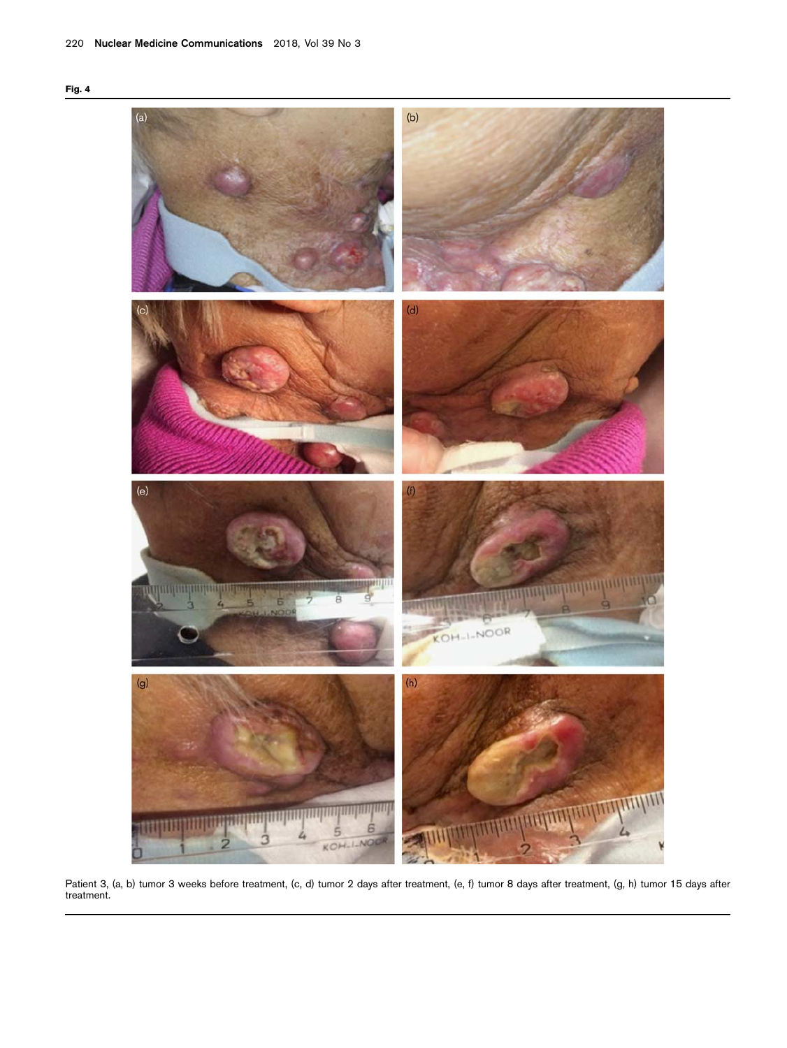**Fig. 4**

Patient 3, (a, b) tumor 3 weeks before treatment, (c, d) tumor 2 days after treatment, (e, f) tumor 8 days after treatment, (g, h) tumor 15 days after treatment.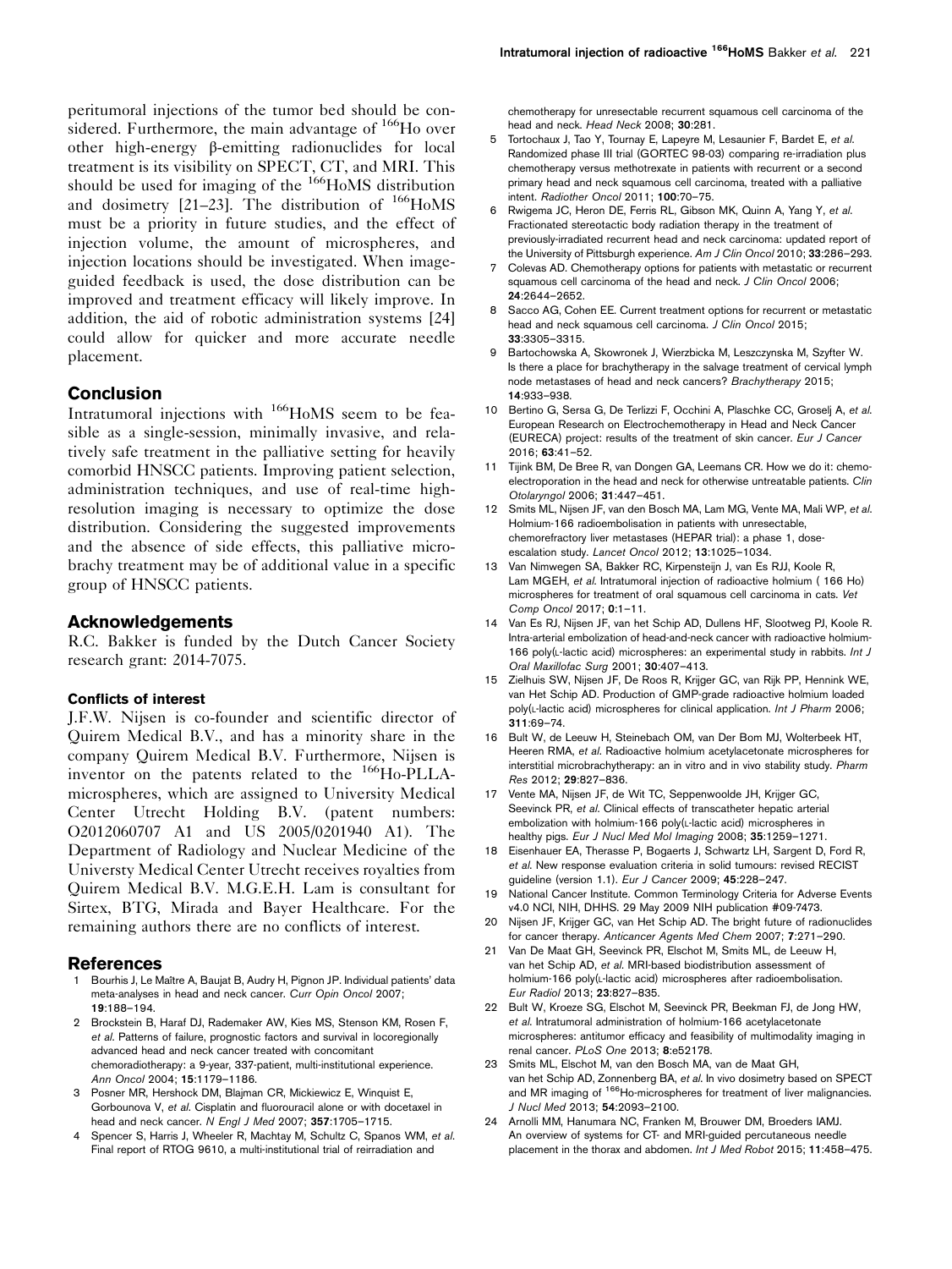peritumoral injections of the tumor bed should be considered. Furthermore, the main advantage of $^{166}$Ho over other high-energy β-emitting radionuclides for local treatment is its visibility on SPECT, CT, and MRI. This should be used for imaging of the $^{166}$HoMS distribution and dosimetry [21–23]. The distribution of $^{166}$HoMS must be a priority in future studies, and the effect of injection volume, the amount of microspheres, and injection locations should be investigated. When image-guided feedback is used, the dose distribution can be improved and treatment efficacy will likely improve. In addition, the aid of robotic administration systems [24] could allow for quicker and more accurate needle placement.

## Conclusion

Intratumoral injections with $^{166}$HoMS seem to be feasible as a single-session, minimally invasive, and relatively safe treatment in the palliative setting for heavily comorbid HNSCC patients. Improving patient selection, administration techniques, and use of real-time high-resolution imaging is necessary to optimize the dose distribution. Considering the suggested improvements and the absence of side effects, this palliative microbrachy treatment may be of additional value in a specific group of HNSCC patients.

## Acknowledgements

R.C. Bakker is funded by the Dutch Cancer Society research grant: 2014-7075.

### Conflicts of interest

J.F.W. Nijsen is co-founder and scientific director of Quirem Medical B.V., and has a minority share in the company Quirem Medical B.V. Furthermore, Nijsen is inventor on the patents related to the $^{166}$Ho-PLLA-microspheres, which are assigned to University Medical Center Utrecht Holding B.V. (patent numbers: O2012060707 A1 and US 2005/0201940 A1). The Department of Radiology and Nuclear Medicine of the Universty Medical Center Utrecht receives royalties from Quirem Medical B.V. M.G.E.H. Lam is consultant for Sirtex, BTG, Mirada and Bayer Healthcare. For the remaining authors there are no conflicts of interest.

## References

1. Bourhis J, Le Maître A, Baujat B, Audry H, Pignon JP. Individual patients' data meta-analyses in head and neck cancer. *Curr Opin Oncol* 2007; **19**:188–194.
2. Brockstein B, Haraf DJ, Rademaker AW, Kies MS, Stenson KM, Rosen F, *et al*. Patterns of failure, prognostic factors and survival in locoregionally advanced head and neck cancer treated with concomitant chemoradiotherapy: a 9-year, 337-patient, multi-institutional experience. *Ann Oncol* 2004; **15**:1179–1186.
3. Posner MR, Hershock DM, Blajman CR, Mickiewicz E, Winquist E, Gorbounova V, *et al*. Cisplatin and fluorouracil alone or with docetaxel in head and neck cancer. *N Engl J Med* 2007; **357**:1705–1715.
4. Spencer S, Harris J, Wheeler R, Machtay M, Schultz C, Spanos WM, *et al*. Final report of RTOG 9610, a multi-institutional trial of reirradiation and chemotherapy for unresectable recurrent squamous cell carcinoma of the head and neck. *Head Neck* 2008; **30**:281.
5. Tortochaux J, Tao Y, Tournay E, Lapeyre M, Lesaunier F, Bardet E, *et al*. Randomized phase III trial (GORTEC 98-03) comparing re-irradiation plus chemotherapy versus methotrexate in patients with recurrent or a second primary head and neck squamous cell carcinoma, treated with a palliative intent. *Radiother Oncol* 2011; **100**:70–75.
6. Rwigema JC, Heron DE, Ferris RL, Gibson MK, Quinn A, Yang Y, *et al*. Fractionated stereotactic body radiation therapy in the treatment of previously-irradiated recurrent head and neck carcinoma: updated report of the University of Pittsburgh experience. *Am J Clin Oncol* 2010; **33**:286–293.
7. Colevas AD. Chemotherapy options for patients with metastatic or recurrent squamous cell carcinoma of the head and neck. *J Clin Oncol* 2006; **24**:2644–2652.
8. Sacco AG, Cohen EE. Current treatment options for recurrent or metastatic head and neck squamous cell carcinoma. *J Clin Oncol* 2015; **33**:3305–3315.
9. Bartochowska A, Skowronek J, Wierzbicka M, Leszczynska M, Szyfter W. Is there a place for brachytherapy in the salvage treatment of cervical lymph node metastases of head and neck cancers? *Brachytherapy* 2015; **14**:933–938.
10. Bertino G, Sersa G, De Terlizzi F, Occhini A, Plaschke CC, Groselj A, *et al*. European Research on Electrochemotherapy in Head and Neck Cancer (EURECA) project: results of the treatment of skin cancer. *Eur J Cancer* 2016; **63**:41–52.
11. Tijink BM, De Bree R, van Dongen GA, Leemans CR. How we do it: chemo-electroporation in the head and neck for otherwise untreatable patients. *Clin Otolaryngol* 2006; **31**:447–451.
12. Smits ML, Nijsen JF, van den Bosch MA, Lam MG, Vente MA, Mali WP, *et al*. Holmium-166 radioembolisation in patients with unresectable, chemorefractory liver metastases (HEPAR trial): a phase 1, dose-escalation study. *Lancet Oncol* 2012; **13**:1025–1034.
13. Van Nimwegen SA, Bakker RC, Kirpensteijn J, van Es RJJ, Koole R, Lam MGEH, *et al*. Intratumoral injection of radioactive holmium ( 166 Ho) microspheres for treatment of oral squamous cell carcinoma in cats. *Vet Comp Oncol* 2017; **0**:1–11.
14. Van Es RJ, Nijsen JF, van het Schip AD, Dullens HF, Slootweg PJ, Koole R. Intra-arterial embolization of head-and-neck cancer with radioactive holmium-166 poly(L-lactic acid) microspheres: an experimental study in rabbits. *Int J Oral Maxillofac Surg* 2001; **30**:407–413.
15. Zielhuis SW, Nijsen JF, De Roos R, Krijger GC, van Rijk PP, Hennink WE, van Het Schip AD. Production of GMP-grade radioactive holmium loaded poly(L-lactic acid) microspheres for clinical application. *Int J Pharm* 2006; **311**:69–74.
16. Bult W, de Leeuw H, Steinebach OM, van Der Bom MJ, Wolterbeek HT, Heeren RMA, *et al*. Radioactive holmium acetylacetonate microspheres for interstitial microbrachytherapy: an in vitro and in vivo stability study. *Pharm Res* 2012; **29**:827–836.
17. Vente MA, Nijsen JF, de Wit TC, Seppenwoolde JH, Krijger GC, Seevinck PR, *et al*. Clinical effects of transcatheter hepatic arterial embolization with holmium-166 poly(L-lactic acid) microspheres in healthy pigs. *Eur J Nucl Med Mol Imaging* 2008; **35**:1259–1271.
18. Eisenhauer EA, Therasse P, Bogaerts J, Schwartz LH, Sargent D, Ford R, *et al*. New response evaluation criteria in solid tumours: revised RECIST guideline (version 1.1). *Eur J Cancer* 2009; **45**:228–247.
19. National Cancer Institute. Common Terminology Criteria for Adverse Events v4.0 NCI, NIH, DHHS. 29 May 2009 NIH publication #09-7473.
20. Nijsen JF, Krijger GC, van Het Schip AD. The bright future of radionuclides for cancer therapy. *Anticancer Agents Med Chem* 2007; **7**:271–290.
21. Van De Maat GH, Seevinck PR, Elschot M, Smits ML, de Leeuw H, van het Schip AD, *et al*. MRI-based biodistribution assessment of holmium-166 poly(L-lactic acid) microspheres after radioembolisation. *Eur Radiol* 2013; **23**:827–835.
22. Bult W, Kroeze SG, Elschot M, Seevinck PR, Beekman FJ, de Jong HW, *et al*. Intratumoral administration of holmium-166 acetylacetonate microspheres: antitumor efficacy and feasibility of multimodality imaging in renal cancer. *PLoS One* 2013; **8**:e52178.
23. Smits ML, Elschot M, van den Bosch MA, van de Maat GH, van het Schip AD, Zonnenberg BA, *et al*. In vivo dosimetry based on SPECT and MR imaging of $^{166}$Ho-microspheres for treatment of liver malignancies. *J Nucl Med* 2013; **54**:2093–2100.
24. Arnolli MM, Hanumara NC, Franken M, Brouwer DM, Broeders IAMJ. An overview of systems for CT- and MRI-guided percutaneous needle placement in the thorax and abdomen. *Int J Med Robot* 2015; **11**:458–475.